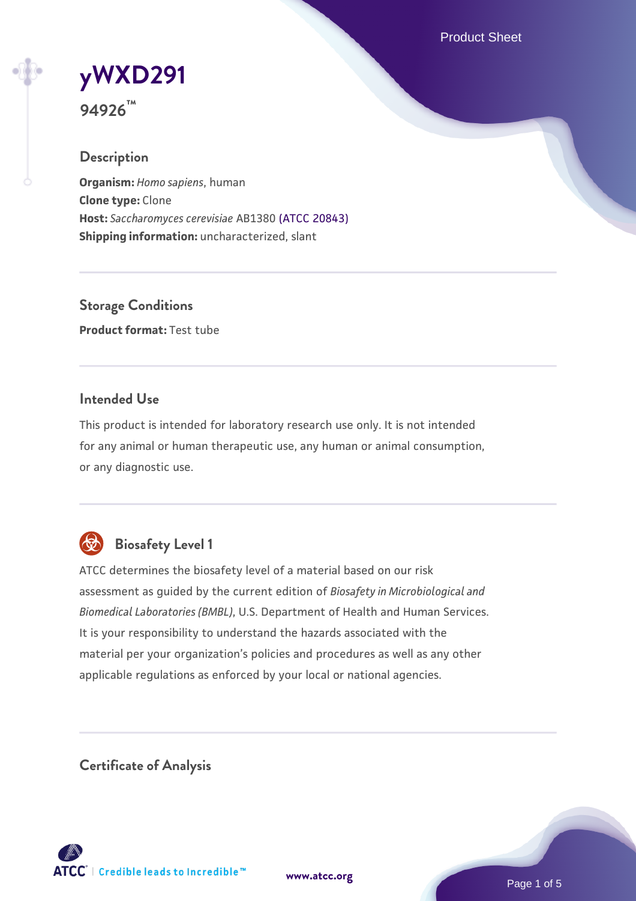# yWXD291

**94926™**

## Description

**Organism:** *Homo sapiens*, human
**Clone type:** Clone
**Host:** *Saccharomyces cerevisiae* AB1380 (ATCC 20843)
**Shipping information:** uncharacterized, slant

## Storage Conditions

**Product format:** Test tube

## Intended Use

This product is intended for laboratory research use only. It is not intended for any animal or human therapeutic use, any human or animal consumption, or any diagnostic use.

## Biosafety Level 1

ATCC determines the biosafety level of a material based on our risk assessment as guided by the current edition of *Biosafety in Microbiological and Biomedical Laboratories (BMBL)*, U.S. Department of Health and Human Services. It is your responsibility to understand the hazards associated with the material per your organization's policies and procedures as well as any other applicable regulations as enforced by your local or national agencies.

## Certificate of Analysis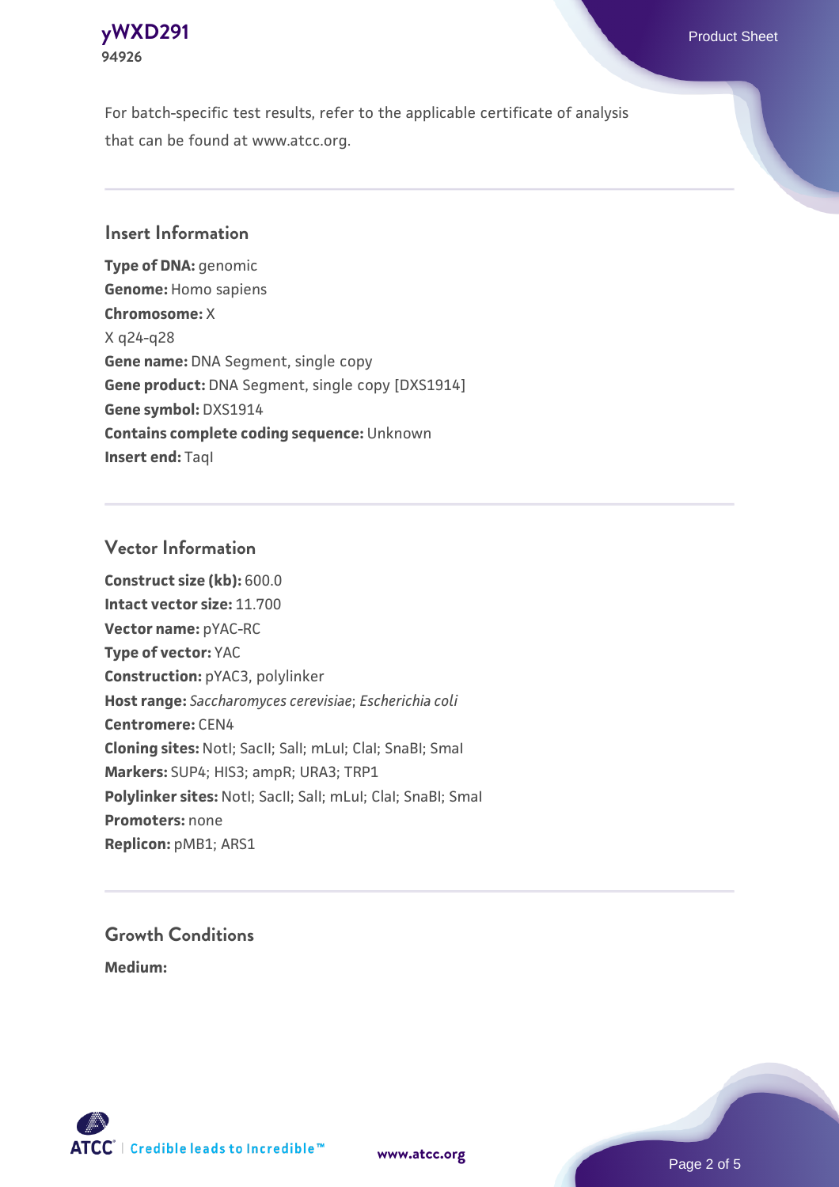For batch-specific test results, refer to the applicable certificate of analysis that can be found at www.atcc.org.

## Insert Information

**Type of DNA:** genomic
**Genome:** Homo sapiens
**Chromosome:** X
X q24-q28
**Gene name:** DNA Segment, single copy
**Gene product:** DNA Segment, single copy [DXS1914]
**Gene symbol:** DXS1914
**Contains complete coding sequence:** Unknown
**Insert end:** TaqI

## Vector Information

**Construct size (kb):** 600.0
**Intact vector size:** 11.700
**Vector name:** pYAC-RC
**Type of vector:** YAC
**Construction:** pYAC3, polylinker
**Host range:** *Saccharomyces cerevisiae*; *Escherichia coli*
**Centromere:** CEN4
**Cloning sites:** NotI; SacII; SalI; mLuI; ClaI; SnaBI; SmaI
**Markers:** SUP4; HIS3; ampR; URA3; TRP1
**Polylinker sites:** NotI; SacII; SalI; mLuI; ClaI; SnaBI; SmaI
**Promoters:** none
**Replicon:** pMB1; ARS1

## Growth Conditions

**Medium:**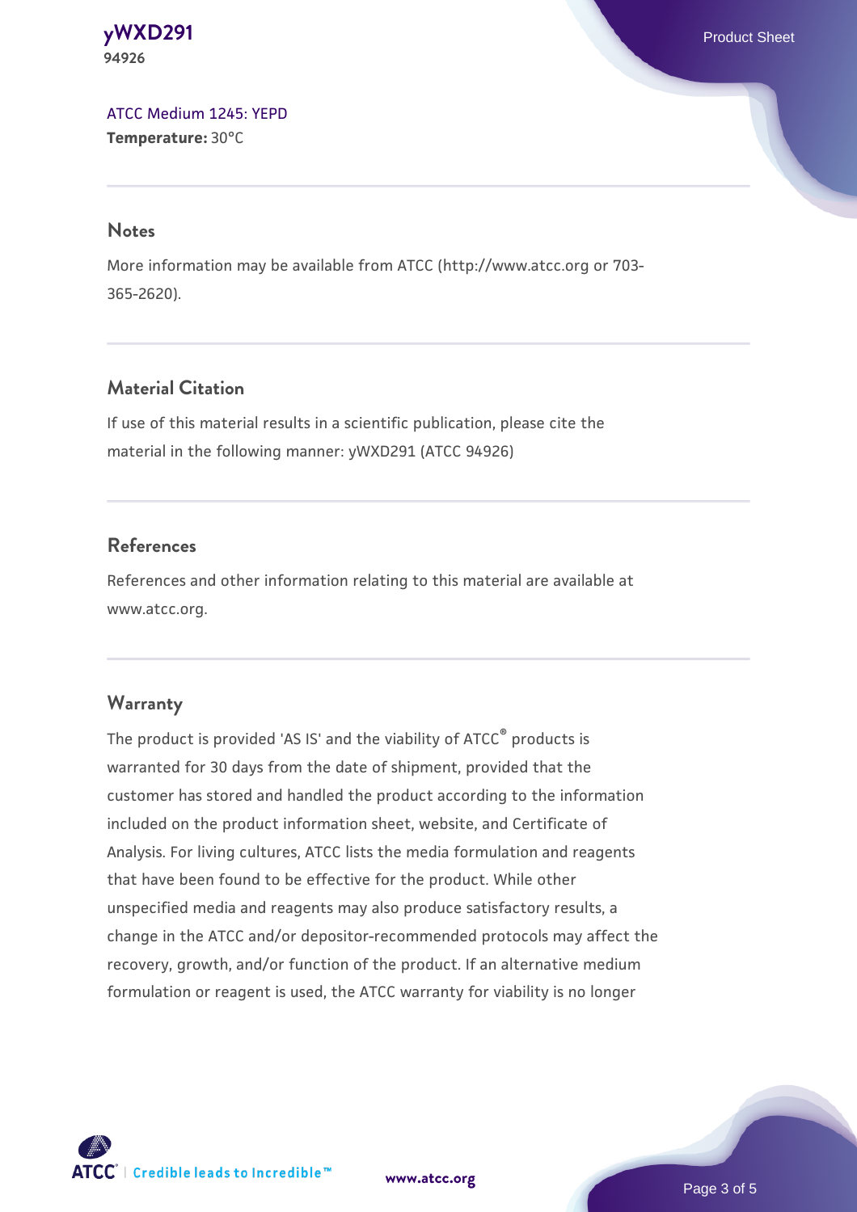ATCC Medium 1245: YEPD
**Temperature:** 30°C

## Notes

More information may be available from ATCC (http://www.atcc.org or 703-365-2620).

## Material Citation

If use of this material results in a scientific publication, please cite the material in the following manner: yWXD291 (ATCC 94926)

## References

References and other information relating to this material are available at www.atcc.org.

## Warranty

The product is provided 'AS IS' and the viability of ATCC® products is warranted for 30 days from the date of shipment, provided that the customer has stored and handled the product according to the information included on the product information sheet, website, and Certificate of Analysis. For living cultures, ATCC lists the media formulation and reagents that have been found to be effective for the product. While other unspecified media and reagents may also produce satisfactory results, a change in the ATCC and/or depositor-recommended protocols may affect the recovery, growth, and/or function of the product. If an alternative medium formulation or reagent is used, the ATCC warranty for viability is no longer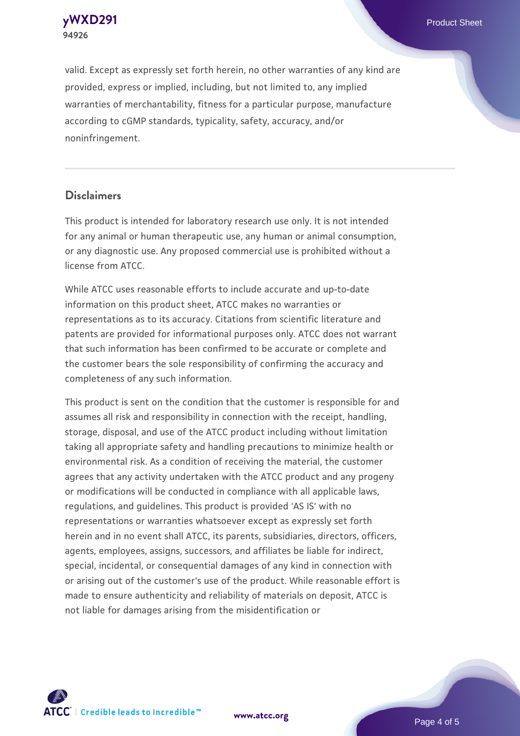valid. Except as expressly set forth herein, no other warranties of any kind are provided, express or implied, including, but not limited to, any implied warranties of merchantability, fitness for a particular purpose, manufacture according to cGMP standards, typicality, safety, accuracy, and/or noninfringement.

## Disclaimers

This product is intended for laboratory research use only. It is not intended for any animal or human therapeutic use, any human or animal consumption, or any diagnostic use. Any proposed commercial use is prohibited without a license from ATCC.

While ATCC uses reasonable efforts to include accurate and up-to-date information on this product sheet, ATCC makes no warranties or representations as to its accuracy. Citations from scientific literature and patents are provided for informational purposes only. ATCC does not warrant that such information has been confirmed to be accurate or complete and the customer bears the sole responsibility of confirming the accuracy and completeness of any such information.

This product is sent on the condition that the customer is responsible for and assumes all risk and responsibility in connection with the receipt, handling, storage, disposal, and use of the ATCC product including without limitation taking all appropriate safety and handling precautions to minimize health or environmental risk. As a condition of receiving the material, the customer agrees that any activity undertaken with the ATCC product and any progeny or modifications will be conducted in compliance with all applicable laws, regulations, and guidelines. This product is provided 'AS IS' with no representations or warranties whatsoever except as expressly set forth herein and in no event shall ATCC, its parents, subsidiaries, directors, officers, agents, employees, assigns, successors, and affiliates be liable for indirect, special, incidental, or consequential damages of any kind in connection with or arising out of the customer's use of the product. While reasonable effort is made to ensure authenticity and reliability of materials on deposit, ATCC is not liable for damages arising from the misidentification or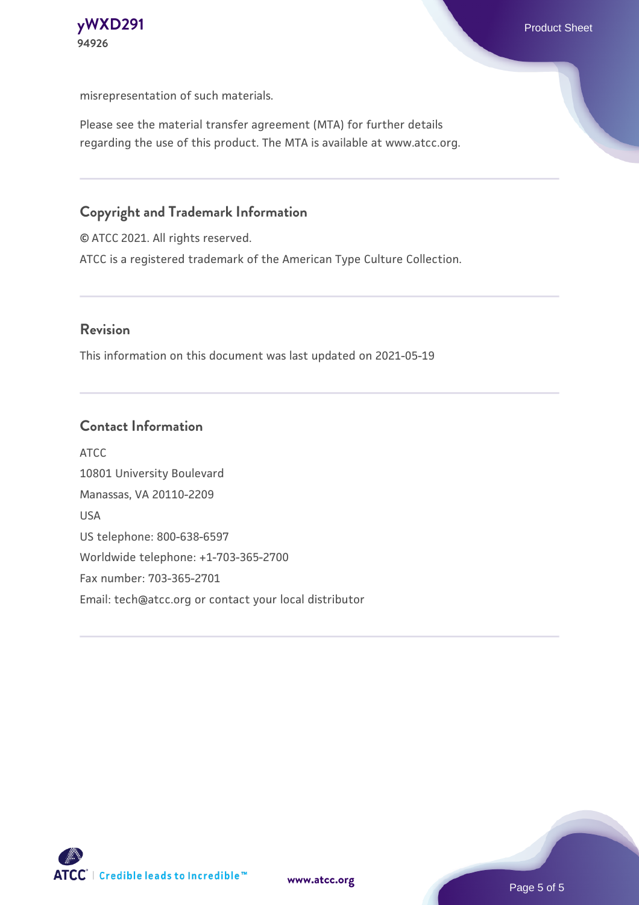misrepresentation of such materials.

Please see the material transfer agreement (MTA) for further details regarding the use of this product. The MTA is available at www.atcc.org.

## Copyright and Trademark Information

© ATCC 2021. All rights reserved.

ATCC is a registered trademark of the American Type Culture Collection.

## Revision

This information on this document was last updated on 2021-05-19

## Contact Information

ATCC
10801 University Boulevard
Manassas, VA 20110-2209
USA
US telephone: 800-638-6597
Worldwide telephone: +1-703-365-2700
Fax number: 703-365-2701
Email: tech@atcc.org or contact your local distributor